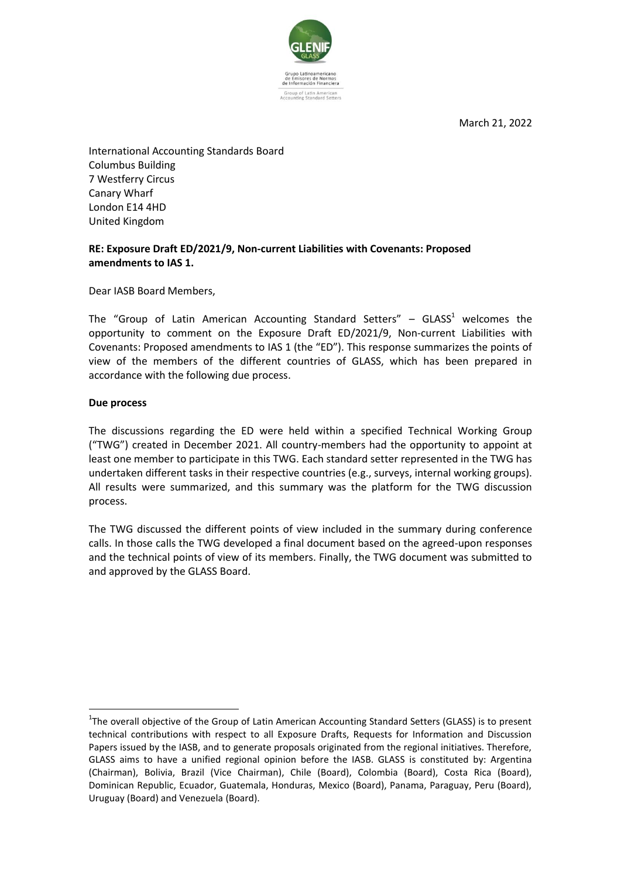March 21, 2022

International Accounting Standards Board
Columbus Building
7 Westferry Circus
Canary Wharf
London E14 4HD
United Kingdom

**RE: Exposure Draft ED/2021/9, Non-current Liabilities with Covenants: Proposed amendments to IAS 1.**

Dear IASB Board Members,

The "Group of Latin American Accounting Standard Setters" – GLASS[1] welcomes the opportunity to comment on the Exposure Draft ED/2021/9, Non-current Liabilities with Covenants: Proposed amendments to IAS 1 (the "ED"). This response summarizes the points of view of the members of the different countries of GLASS, which has been prepared in accordance with the following due process.

**Due process**

The discussions regarding the ED were held within a specified Technical Working Group ("TWG") created in December 2021. All country-members had the opportunity to appoint at least one member to participate in this TWG. Each standard setter represented in the TWG has undertaken different tasks in their respective countries (e.g., surveys, internal working groups). All results were summarized, and this summary was the platform for the TWG discussion process.

The TWG discussed the different points of view included in the summary during conference calls. In those calls the TWG developed a final document based on the agreed-upon responses and the technical points of view of its members. Finally, the TWG document was submitted to and approved by the GLASS Board.

[1] The overall objective of the Group of Latin American Accounting Standard Setters (GLASS) is to present technical contributions with respect to all Exposure Drafts, Requests for Information and Discussion Papers issued by the IASB, and to generate proposals originated from the regional initiatives. Therefore, GLASS aims to have a unified regional opinion before the IASB. GLASS is constituted by: Argentina (Chairman), Bolivia, Brazil (Vice Chairman), Chile (Board), Colombia (Board), Costa Rica (Board), Dominican Republic, Ecuador, Guatemala, Honduras, Mexico (Board), Panama, Paraguay, Peru (Board), Uruguay (Board) and Venezuela (Board).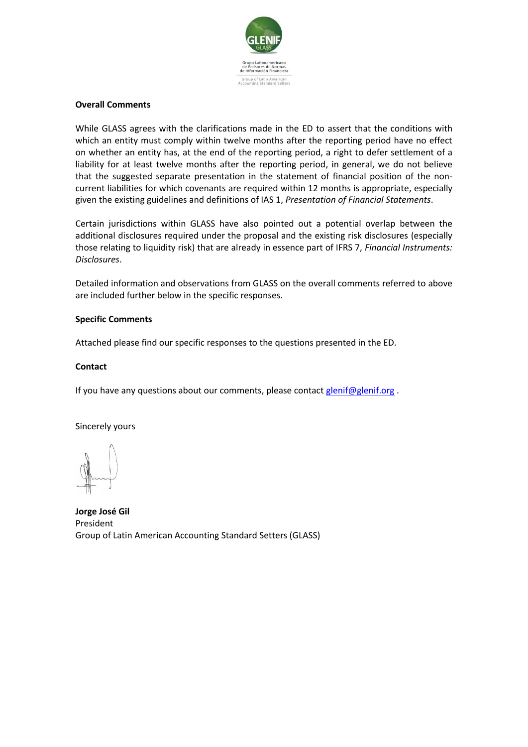**Overall Comments**

While GLASS agrees with the clarifications made in the ED to assert that the conditions with which an entity must comply within twelve months after the reporting period have no effect on whether an entity has, at the end of the reporting period, a right to defer settlement of a liability for at least twelve months after the reporting period, in general, we do not believe that the suggested separate presentation in the statement of financial position of the non-current liabilities for which covenants are required within 12 months is appropriate, especially given the existing guidelines and definitions of IAS 1, *Presentation of Financial Statements*.

Certain jurisdictions within GLASS have also pointed out a potential overlap between the additional disclosures required under the proposal and the existing risk disclosures (especially those relating to liquidity risk) that are already in essence part of IFRS 7, *Financial Instruments: Disclosures*.

Detailed information and observations from GLASS on the overall comments referred to above are included further below in the specific responses.

**Specific Comments**

Attached please find our specific responses to the questions presented in the ED.

**Contact**

If you have any questions about our comments, please contact glenif@glenif.org .

Sincerely yours

**Jorge José Gil**
President
Group of Latin American Accounting Standard Setters (GLASS)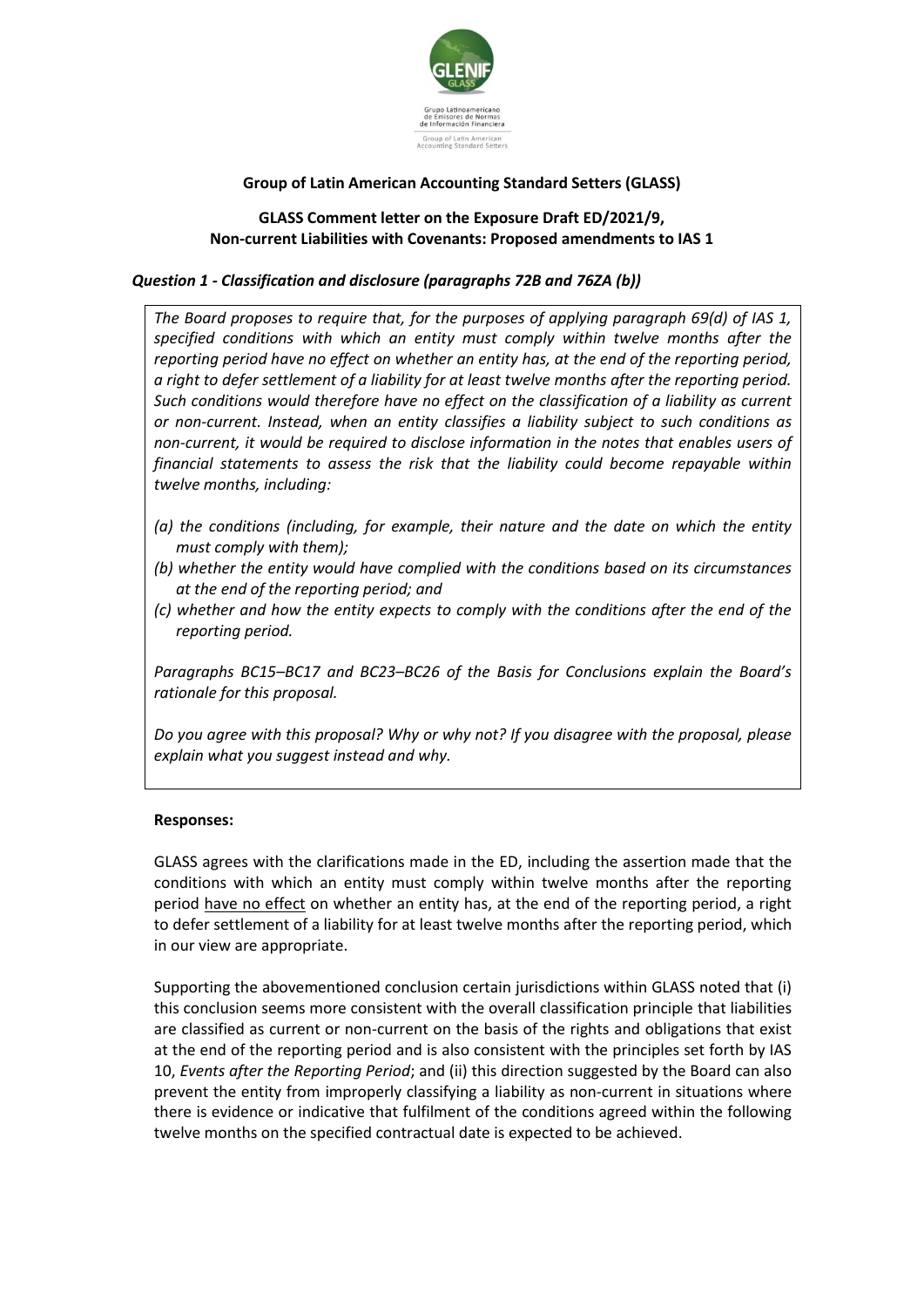**Group of Latin American Accounting Standard Setters (GLASS)**

**GLASS Comment letter on the Exposure Draft ED/2021/9, Non-current Liabilities with Covenants: Proposed amendments to IAS 1**

***Question 1 - Classification and disclosure (paragraphs 72B and 76ZA (b))***

*The Board proposes to require that, for the purposes of applying paragraph 69(d) of IAS 1, specified conditions with which an entity must comply within twelve months after the reporting period have no effect on whether an entity has, at the end of the reporting period, a right to defer settlement of a liability for at least twelve months after the reporting period. Such conditions would therefore have no effect on the classification of a liability as current or non-current. Instead, when an entity classifies a liability subject to such conditions as non-current, it would be required to disclose information in the notes that enables users of financial statements to assess the risk that the liability could become repayable within twelve months, including:*

- *(a) the conditions (including, for example, their nature and the date on which the entity must comply with them);*
- *(b) whether the entity would have complied with the conditions based on its circumstances at the end of the reporting period; and*
- *(c) whether and how the entity expects to comply with the conditions after the end of the reporting period.*

*Paragraphs BC15–BC17 and BC23–BC26 of the Basis for Conclusions explain the Board's rationale for this proposal.*

*Do you agree with this proposal? Why or why not? If you disagree with the proposal, please explain what you suggest instead and why.*

**Responses:**

GLASS agrees with the clarifications made in the ED, including the assertion made that the conditions with which an entity must comply within twelve months after the reporting period have no effect on whether an entity has, at the end of the reporting period, a right to defer settlement of a liability for at least twelve months after the reporting period, which in our view are appropriate.

Supporting the abovementioned conclusion certain jurisdictions within GLASS noted that (i) this conclusion seems more consistent with the overall classification principle that liabilities are classified as current or non-current on the basis of the rights and obligations that exist at the end of the reporting period and is also consistent with the principles set forth by IAS 10, *Events after the Reporting Period*; and (ii) this direction suggested by the Board can also prevent the entity from improperly classifying a liability as non-current in situations where there is evidence or indicative that fulfilment of the conditions agreed within the following twelve months on the specified contractual date is expected to be achieved.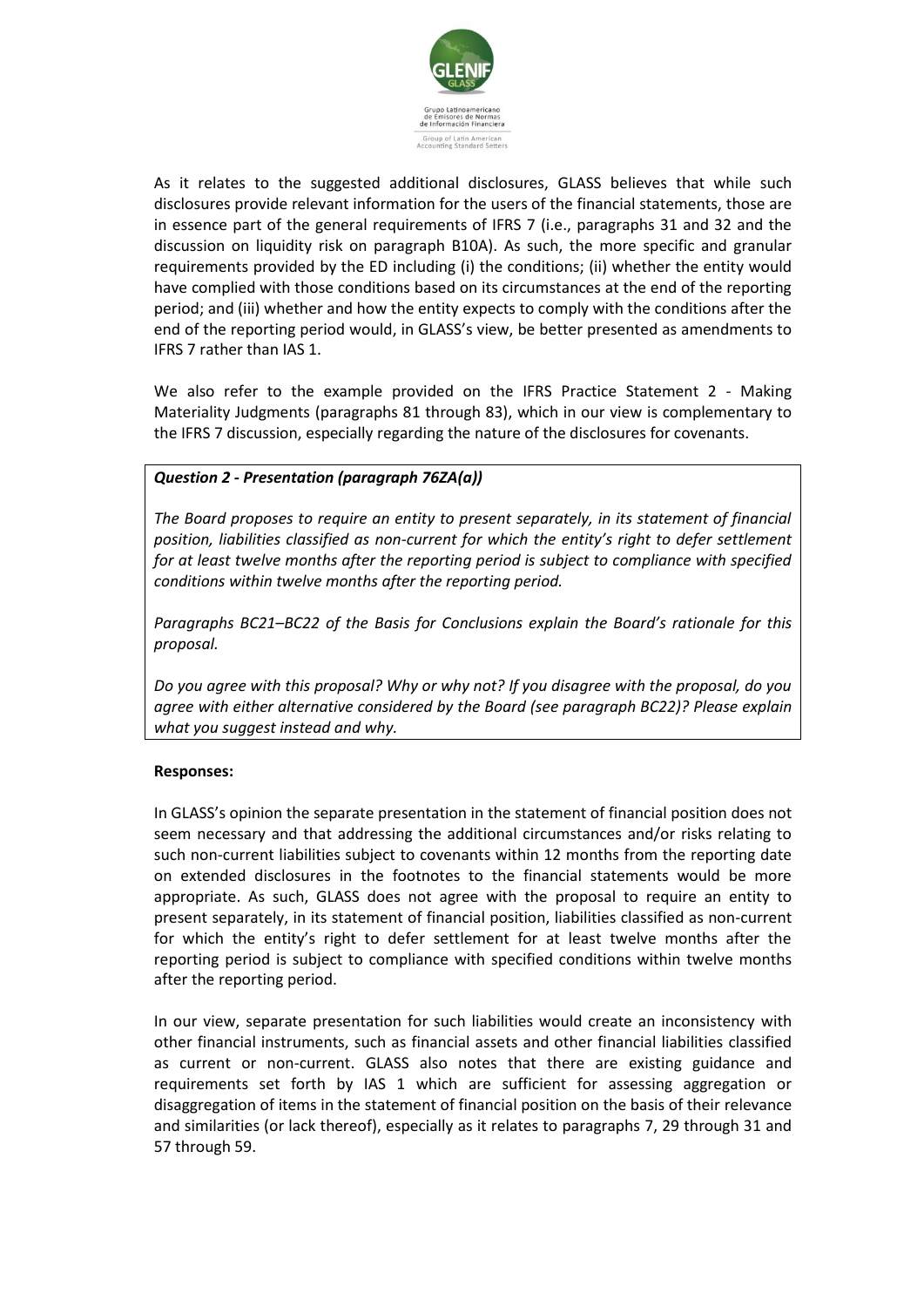As it relates to the suggested additional disclosures, GLASS believes that while such disclosures provide relevant information for the users of the financial statements, those are in essence part of the general requirements of IFRS 7 (i.e., paragraphs 31 and 32 and the discussion on liquidity risk on paragraph B10A). As such, the more specific and granular requirements provided by the ED including (i) the conditions; (ii) whether the entity would have complied with those conditions based on its circumstances at the end of the reporting period; and (iii) whether and how the entity expects to comply with the conditions after the end of the reporting period would, in GLASS's view, be better presented as amendments to IFRS 7 rather than IAS 1.

We also refer to the example provided on the IFRS Practice Statement 2 - Making Materiality Judgments (paragraphs 81 through 83), which in our view is complementary to the IFRS 7 discussion, especially regarding the nature of the disclosures for covenants.

***Question 2 - Presentation (paragraph 76ZA(a))***

*The Board proposes to require an entity to present separately, in its statement of financial position, liabilities classified as non-current for which the entity's right to defer settlement for at least twelve months after the reporting period is subject to compliance with specified conditions within twelve months after the reporting period.*

*Paragraphs BC21–BC22 of the Basis for Conclusions explain the Board's rationale for this proposal.*

*Do you agree with this proposal? Why or why not? If you disagree with the proposal, do you agree with either alternative considered by the Board (see paragraph BC22)? Please explain what you suggest instead and why.*

**Responses:**

In GLASS's opinion the separate presentation in the statement of financial position does not seem necessary and that addressing the additional circumstances and/or risks relating to such non-current liabilities subject to covenants within 12 months from the reporting date on extended disclosures in the footnotes to the financial statements would be more appropriate. As such, GLASS does not agree with the proposal to require an entity to present separately, in its statement of financial position, liabilities classified as non-current for which the entity's right to defer settlement for at least twelve months after the reporting period is subject to compliance with specified conditions within twelve months after the reporting period.

In our view, separate presentation for such liabilities would create an inconsistency with other financial instruments, such as financial assets and other financial liabilities classified as current or non-current. GLASS also notes that there are existing guidance and requirements set forth by IAS 1 which are sufficient for assessing aggregation or disaggregation of items in the statement of financial position on the basis of their relevance and similarities (or lack thereof), especially as it relates to paragraphs 7, 29 through 31 and 57 through 59.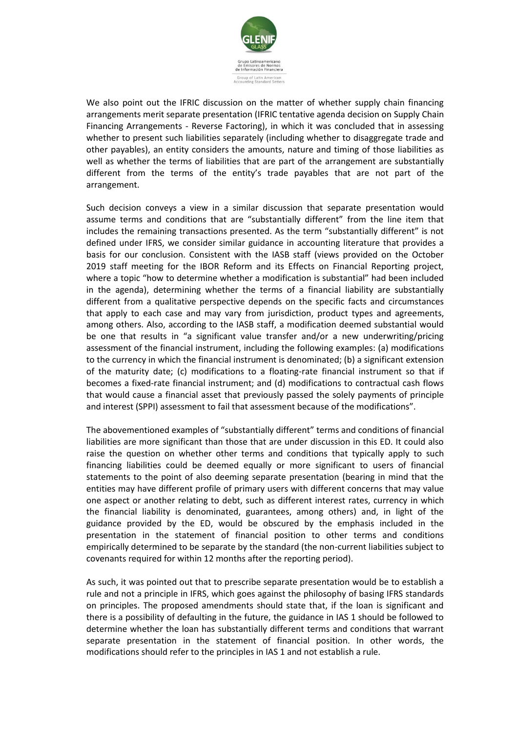We also point out the IFRIC discussion on the matter of whether supply chain financing arrangements merit separate presentation (IFRIC tentative agenda decision on Supply Chain Financing Arrangements - Reverse Factoring), in which it was concluded that in assessing whether to present such liabilities separately (including whether to disaggregate trade and other payables), an entity considers the amounts, nature and timing of those liabilities as well as whether the terms of liabilities that are part of the arrangement are substantially different from the terms of the entity's trade payables that are not part of the arrangement.

Such decision conveys a view in a similar discussion that separate presentation would assume terms and conditions that are "substantially different" from the line item that includes the remaining transactions presented. As the term "substantially different" is not defined under IFRS, we consider similar guidance in accounting literature that provides a basis for our conclusion. Consistent with the IASB staff (views provided on the October 2019 staff meeting for the IBOR Reform and its Effects on Financial Reporting project, where a topic "how to determine whether a modification is substantial" had been included in the agenda), determining whether the terms of a financial liability are substantially different from a qualitative perspective depends on the specific facts and circumstances that apply to each case and may vary from jurisdiction, product types and agreements, among others. Also, according to the IASB staff, a modification deemed substantial would be one that results in "a significant value transfer and/or a new underwriting/pricing assessment of the financial instrument, including the following examples: (a) modifications to the currency in which the financial instrument is denominated; (b) a significant extension of the maturity date; (c) modifications to a floating-rate financial instrument so that if becomes a fixed-rate financial instrument; and (d) modifications to contractual cash flows that would cause a financial asset that previously passed the solely payments of principle and interest (SPPI) assessment to fail that assessment because of the modifications".

The abovementioned examples of "substantially different" terms and conditions of financial liabilities are more significant than those that are under discussion in this ED. It could also raise the question on whether other terms and conditions that typically apply to such financing liabilities could be deemed equally or more significant to users of financial statements to the point of also deeming separate presentation (bearing in mind that the entities may have different profile of primary users with different concerns that may value one aspect or another relating to debt, such as different interest rates, currency in which the financial liability is denominated, guarantees, among others) and, in light of the guidance provided by the ED, would be obscured by the emphasis included in the presentation in the statement of financial position to other terms and conditions empirically determined to be separate by the standard (the non-current liabilities subject to covenants required for within 12 months after the reporting period).

As such, it was pointed out that to prescribe separate presentation would be to establish a rule and not a principle in IFRS, which goes against the philosophy of basing IFRS standards on principles. The proposed amendments should state that, if the loan is significant and there is a possibility of defaulting in the future, the guidance in IAS 1 should be followed to determine whether the loan has substantially different terms and conditions that warrant separate presentation in the statement of financial position. In other words, the modifications should refer to the principles in IAS 1 and not establish a rule.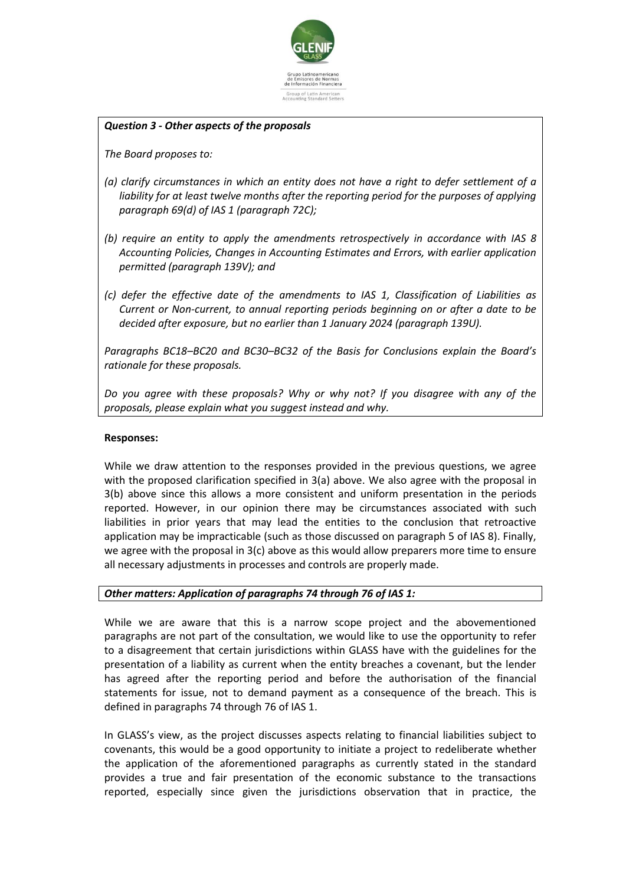***Question 3 - Other aspects of the proposals***

*The Board proposes to:*

*(a) clarify circumstances in which an entity does not have a right to defer settlement of a liability for at least twelve months after the reporting period for the purposes of applying paragraph 69(d) of IAS 1 (paragraph 72C);*

*(b) require an entity to apply the amendments retrospectively in accordance with IAS 8 Accounting Policies, Changes in Accounting Estimates and Errors, with earlier application permitted (paragraph 139V); and*

*(c) defer the effective date of the amendments to IAS 1, Classification of Liabilities as Current or Non-current, to annual reporting periods beginning on or after a date to be decided after exposure, but no earlier than 1 January 2024 (paragraph 139U).*

*Paragraphs BC18–BC20 and BC30–BC32 of the Basis for Conclusions explain the Board's rationale for these proposals.*

*Do you agree with these proposals? Why or why not? If you disagree with any of the proposals, please explain what you suggest instead and why.*

**Responses:**

While we draw attention to the responses provided in the previous questions, we agree with the proposed clarification specified in 3(a) above. We also agree with the proposal in 3(b) above since this allows a more consistent and uniform presentation in the periods reported. However, in our opinion there may be circumstances associated with such liabilities in prior years that may lead the entities to the conclusion that retroactive application may be impracticable (such as those discussed on paragraph 5 of IAS 8). Finally, we agree with the proposal in 3(c) above as this would allow preparers more time to ensure all necessary adjustments in processes and controls are properly made.

***Other matters: Application of paragraphs 74 through 76 of IAS 1:***

While we are aware that this is a narrow scope project and the abovementioned paragraphs are not part of the consultation, we would like to use the opportunity to refer to a disagreement that certain jurisdictions within GLASS have with the guidelines for the presentation of a liability as current when the entity breaches a covenant, but the lender has agreed after the reporting period and before the authorisation of the financial statements for issue, not to demand payment as a consequence of the breach. This is defined in paragraphs 74 through 76 of IAS 1.

In GLASS's view, as the project discusses aspects relating to financial liabilities subject to covenants, this would be a good opportunity to initiate a project to redeliberate whether the application of the aforementioned paragraphs as currently stated in the standard provides a true and fair presentation of the economic substance to the transactions reported, especially since given the jurisdictions observation that in practice, the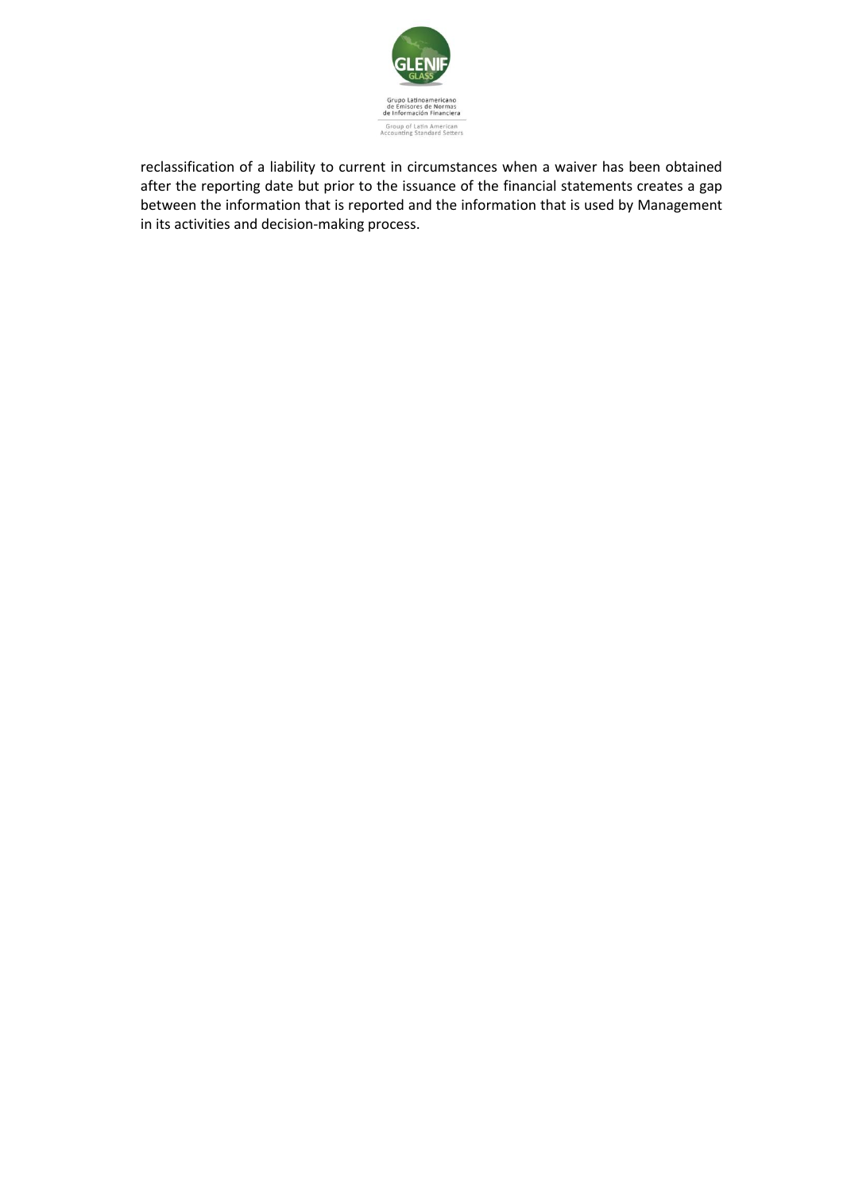reclassification of a liability to current in circumstances when a waiver has been obtained after the reporting date but prior to the issuance of the financial statements creates a gap between the information that is reported and the information that is used by Management in its activities and decision-making process.